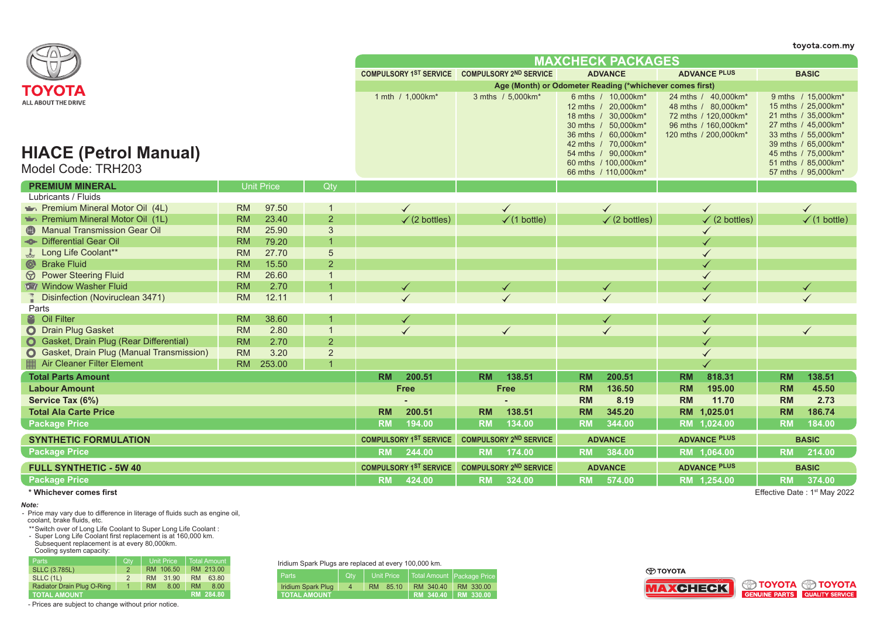toyota.com.my

TOYOTA
ALL ABOUT THE DRIVE

# HIACE (Petrol Manual)

Model Code: TRH203

| | | | MAXCHECK PACKAGES | | | | |
|---|---|---|---|---|---|---|---|
| | | | COMPULSORY 1ST SERVICE | COMPULSORY 2ND SERVICE | ADVANCE | ADVANCE PLUS | BASIC |
| | | | Age (Month) or Odometer Reading (*whichever comes first) | | | | |
| | | | 1 mth / 1,000km* | 3 mths / 5,000km* | 6 mths / 10,000km*<br>12 mths / 20,000km*<br>18 mths / 30,000km*<br>30 mths / 50,000km*<br>36 mths / 60,000km*<br>42 mths / 70,000km*<br>54 mths / 90,000km*<br>60 mths / 100,000km*<br>66 mths / 110,000km* | 24 mths / 40,000km*<br>48 mths / 80,000km*<br>72 mths / 120,000km*<br>96 mths / 160,000km*<br>120 mths / 200,000km* | 9 mths / 15,000km*<br>15 mths / 25,000km*<br>21 mths / 35,000km*<br>27 mths / 45,000km*<br>33 mths / 55,000km*<br>39 mths / 65,000km*<br>45 mths / 75,000km*<br>51 mths / 85,000km*<br>57 mths / 95,000km* |
| **PREMIUM MINERAL** | Unit Price | Qty | | | | | |
| Lubricants / Fluids | | | | | | | |
| Premium Mineral Motor Oil (4L) | RM 97.50 | 1 | ✓ | ✓ | ✓ | ✓ | ✓ |
| Premium Mineral Motor Oil (1L) | RM 23.40 | 2 | ✓ (2 bottles) | ✓ (1 bottle) | ✓ (2 bottles) | ✓ (2 bottles) | ✓ (1 bottle) |
| Manual Transmission Gear Oil | RM 25.90 | 3 | | | | ✓ | |
| Differential Gear Oil | RM 79.20 | 1 | | | | ✓ | |
| Long Life Coolant** | RM 27.70 | 5 | | | | ✓ | |
| Brake Fluid | RM 15.50 | 2 | | | | ✓ | |
| Power Steering Fluid | RM 26.60 | 1 | | | | ✓ | |
| Window Washer Fluid | RM 2.70 | 1 | ✓ | ✓ | ✓ | ✓ | ✓ |
| Disinfection (Noviruclean 3471) | RM 12.11 | 1 | ✓ | ✓ | ✓ | ✓ | ✓ |
| Parts | | | | | | | |
| Oil Filter | RM 38.60 | 1 | ✓ | | ✓ | ✓ | |
| Drain Plug Gasket | RM 2.80 | 1 | ✓ | ✓ | ✓ | ✓ | ✓ |
| Gasket, Drain Plug (Rear Differential) | RM 2.70 | 2 | | | | ✓ | |
| Gasket, Drain Plug (Manual Transmission) | RM 3.20 | 2 | | | | ✓ | |
| Air Cleaner Filter Element | RM 253.00 | 1 | | | | ✓ | |
| **Total Parts Amount** | | | RM 200.51 | RM 138.51 | RM 200.51 | RM 818.31 | RM 138.51 |
| **Labour Amount** | | | Free | Free | RM 136.50 | RM 195.00 | RM 45.50 |
| **Service Tax (6%)** | | | - | - | RM 8.19 | RM 11.70 | RM 2.73 |
| **Total Ala Carte Price** | | | RM 200.51 | RM 138.51 | RM 345.20 | RM 1,025.01 | RM 186.74 |
| **Package Price** | | | RM 194.00 | RM 134.00 | RM 344.00 | RM 1,024.00 | RM 184.00 |
| **SYNTHETIC FORMULATION** | | | COMPULSORY 1ST SERVICE | COMPULSORY 2ND SERVICE | ADVANCE | ADVANCE PLUS | BASIC |
| **Package Price** | | | RM 244.00 | RM 174.00 | RM 384.00 | RM 1,064.00 | RM 214.00 |
| **FULL SYNTHETIC - 5W 40** | | | COMPULSORY 1ST SERVICE | COMPULSORY 2ND SERVICE | ADVANCE | ADVANCE PLUS | BASIC |
| **Package Price** | | | RM 424.00 | RM 324.00 | RM 574.00 | RM 1,254.00 | RM 374.00 |

**\* Whichever comes first**

Effective Date : 1st May 2022

***Note:***

- Price may vary due to difference in literage of fluids such as engine oil, coolant, brake fluids, etc.

**Switch over of Long Life Coolant to Super Long Life Coolant :
- Super Long Life Coolant first replacement is at 160,000 km. Subsequent replacement is at every 80,000km. Cooling system capacity:

| Parts | Qty | Unit Price | Total Amount |
|---|---|---|---|
| SLLC (3.785L) | 2 | RM 106.50 | RM 213.00 |
| SLLC (1L) | 2 | RM 31.90 | RM 63.80 |
| Radiator Drain Plug O-Ring | 1 | RM 8.00 | RM 8.00 |
| TOTAL AMOUNT | | | RM 284.80 |

- Prices are subject to change without prior notice.

Iridium Spark Plugs are replaced at every 100,000 km.

| Parts | Qty | Unit Price | Total Amount | Package Price |
|---|---|---|---|---|
| Iridium Spark Plug | 4 | RM 85.10 | RM 340.40 | RM 330.00 |
| TOTAL AMOUNT | | | RM 340.40 | RM 330.00 |

TOYOTA MAXCHECK | TOYOTA GENUINE PARTS | TOYOTA QUALITY SERVICE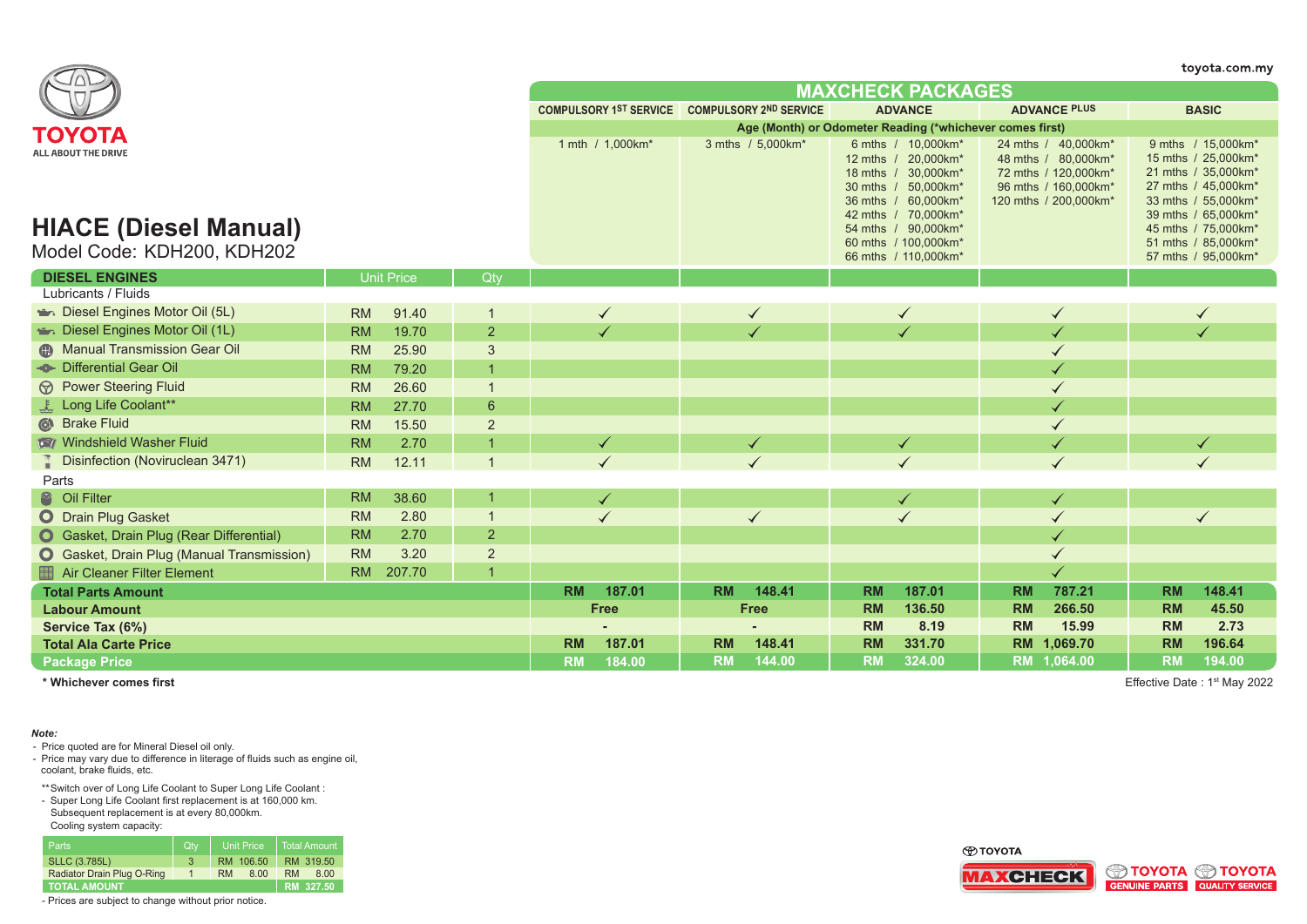toyota.com.my

TOYOTA
ALL ABOUT THE DRIVE

# HIACE (Diesel Manual)

Model Code: KDH200, KDH202

| DIESEL ENGINES | Unit Price | Qty | COMPULSORY 1ST SERVICE | COMPULSORY 2ND SERVICE | ADVANCE | ADVANCE PLUS | BASIC |
|---|---|---|---|---|---|---|---|
| | | | **MAXCHECK PACKAGES** | | | | |
| | | | Age (Month) or Odometer Reading (*whichever comes first) | | | | |
| | | | 1 mth / 1,000km* | 3 mths / 5,000km* | 6 mths / 10,000km*<br>12 mths / 20,000km*<br>18 mths / 30,000km*<br>30 mths / 50,000km*<br>36 mths / 60,000km*<br>42 mths / 70,000km*<br>54 mths / 90,000km*<br>60 mths / 100,000km*<br>66 mths / 110,000km* | 24 mths / 40,000km*<br>48 mths / 80,000km*<br>72 mths / 120,000km*<br>96 mths / 160,000km*<br>120 mths / 200,000km* | 9 mths / 15,000km*<br>15 mths / 25,000km*<br>21 mths / 35,000km*<br>27 mths / 45,000km*<br>33 mths / 55,000km*<br>39 mths / 65,000km*<br>45 mths / 75,000km*<br>51 mths / 85,000km*<br>57 mths / 95,000km* |
| Lubricants / Fluids | | | | | | | |
| Diesel Engines Motor Oil (5L) | RM 91.40 | 1 | ✓ | ✓ | ✓ | ✓ | ✓ |
| Diesel Engines Motor Oil (1L) | RM 19.70 | 2 | ✓ | ✓ | ✓ | ✓ | ✓ |
| Manual Transmission Gear Oil | RM 25.90 | 3 | | | | ✓ | |
| Differential Gear Oil | RM 79.20 | 1 | | | | ✓ | |
| Power Steering Fluid | RM 26.60 | 1 | | | | ✓ | |
| Long Life Coolant** | RM 27.70 | 6 | | | | ✓ | |
| Brake Fluid | RM 15.50 | 2 | | | | ✓ | |
| Windshield Washer Fluid | RM 2.70 | 1 | ✓ | ✓ | ✓ | ✓ | ✓ |
| Disinfection (Noviruclean 3471) | RM 12.11 | 1 | ✓ | ✓ | ✓ | ✓ | ✓ |
| Parts | | | | | | | |
| Oil Filter | RM 38.60 | 1 | ✓ | | ✓ | ✓ | |
| Drain Plug Gasket | RM 2.80 | 1 | ✓ | ✓ | ✓ | ✓ | ✓ |
| Gasket, Drain Plug (Rear Differential) | RM 2.70 | 2 | | | | ✓ | |
| Gasket, Drain Plug (Manual Transmission) | RM 3.20 | 2 | | | | ✓ | |
| Air Cleaner Filter Element | RM 207.70 | 1 | | | | ✓ | |
| **Total Parts Amount** | | | RM 187.01 | RM 148.41 | RM 187.01 | RM 787.21 | RM 148.41 |
| **Labour Amount** | | | Free | Free | RM 136.50 | RM 266.50 | RM 45.50 |
| **Service Tax (6%)** | | | - | - | RM 8.19 | RM 15.99 | RM 2.73 |
| **Total Ala Carte Price** | | | RM 187.01 | RM 148.41 | RM 331.70 | RM 1,069.70 | RM 196.64 |
| **Package Price** | | | RM 184.00 | RM 144.00 | RM 324.00 | RM 1,064.00 | RM 194.00 |

**\* Whichever comes first**

Effective Date : 1st May 2022

***Note:***

- Price quoted are for Mineral Diesel oil only.
- Price may vary due to difference in literage of fluids such as engine oil, coolant, brake fluids, etc.

**Switch over of Long Life Coolant to Super Long Life Coolant :
- Super Long Life Coolant first replacement is at 160,000 km. Subsequent replacement is at every 80,000km.
  Cooling system capacity:

| Parts | Qty | Unit Price | Total Amount |
|---|---|---|---|
| SLLC (3.785L) | 3 | RM 106.50 | RM 319.50 |
| Radiator Drain Plug O-Ring | 1 | RM 8.00 | RM 8.00 |
| TOTAL AMOUNT | | | RM 327.50 |

- Prices are subject to change without prior notice.

TOYOTA MAXCHECK | TOYOTA GENUINE PARTS | TOYOTA QUALITY SERVICE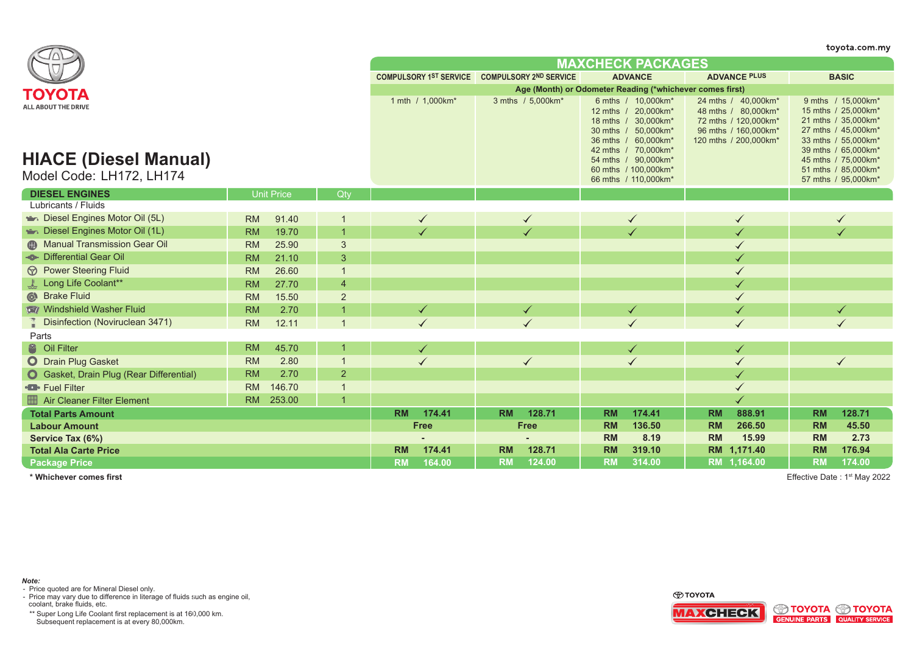toyota.com.my

TOYOTA
ALL ABOUT THE DRIVE

# HIACE (Diesel Manual)

Model Code: LH172, LH174

| DIESEL ENGINES | Unit Price | Qty | COMPULSORY 1ST SERVICE | COMPULSORY 2ND SERVICE | ADVANCE | ADVANCE PLUS | BASIC |
|---|---|---|---|---|---|---|---|
| **MAXCHECK PACKAGES** | | | | | | | |
| Age (Month) or Odometer Reading (*whichever comes first) | | | 1 mth / 1,000km* | 3 mths / 5,000km* | 6 mths / 10,000km*<br>12 mths / 20,000km*<br>18 mths / 30,000km*<br>30 mths / 50,000km*<br>36 mths / 60,000km*<br>42 mths / 70,000km*<br>54 mths / 90,000km*<br>60 mths / 100,000km*<br>66 mths / 110,000km* | 24 mths / 40,000km*<br>48 mths / 80,000km*<br>72 mths / 120,000km*<br>96 mths / 160,000km*<br>120 mths / 200,000km* | 9 mths / 15,000km*<br>15 mths / 25,000km*<br>21 mths / 35,000km*<br>27 mths / 45,000km*<br>33 mths / 55,000km*<br>39 mths / 65,000km*<br>45 mths / 75,000km*<br>51 mths / 85,000km*<br>57 mths / 95,000km* |
| Lubricants / Fluids | | | | | | | |
| Diesel Engines Motor Oil (5L) | RM 91.40 | 1 | ✓ | ✓ | ✓ | ✓ | ✓ |
| Diesel Engines Motor Oil (1L) | RM 19.70 | 1 | ✓ | ✓ | ✓ | ✓ | ✓ |
| Manual Transmission Gear Oil | RM 25.90 | 3 | | | | ✓ | |
| Differential Gear Oil | RM 21.10 | 3 | | | | ✓ | |
| Power Steering Fluid | RM 26.60 | 1 | | | | ✓ | |
| Long Life Coolant** | RM 27.70 | 4 | | | | ✓ | |
| Brake Fluid | RM 15.50 | 2 | | | | ✓ | |
| Windshield Washer Fluid | RM 2.70 | 1 | ✓ | ✓ | ✓ | ✓ | ✓ |
| Disinfection (Noviruclean 3471) | RM 12.11 | 1 | ✓ | ✓ | ✓ | ✓ | ✓ |
| Parts | | | | | | | |
| Oil Filter | RM 45.70 | 1 | ✓ | | ✓ | ✓ | |
| Drain Plug Gasket | RM 2.80 | 1 | ✓ | ✓ | ✓ | ✓ | ✓ |
| Gasket, Drain Plug (Rear Differential) | RM 2.70 | 2 | | | | ✓ | |
| Fuel Filter | RM 146.70 | 1 | | | | ✓ | |
| Air Cleaner Filter Element | RM 253.00 | 1 | | | | ✓ | |
| **Total Parts Amount** | | | RM 174.41 | RM 128.71 | RM 174.41 | RM 888.91 | RM 128.71 |
| **Labour Amount** | | | Free | Free | RM 136.50 | RM 266.50 | RM 45.50 |
| **Service Tax (6%)** | | | - | - | RM 8.19 | RM 15.99 | RM 2.73 |
| **Total Ala Carte Price** | | | RM 174.41 | RM 128.71 | RM 319.10 | RM 1,171.40 | RM 176.94 |
| **Package Price** | | | RM 164.00 | RM 124.00 | RM 314.00 | RM 1,164.00 | RM 174.00 |

**\* Whichever comes first**

Effective Date : 1st May 2022

*Note:*
- Price quoted are for Mineral Diesel only.
- Price may vary due to difference in literage of fluids such as engine oil, coolant, brake fluids, etc.

** Super Long Life Coolant first replacement is at 160,000 km. Subsequent replacement is at every 80,000km.

TOYOTA MAXCHECK | TOYOTA GENUINE PARTS | TOYOTA QUALITY SERVICE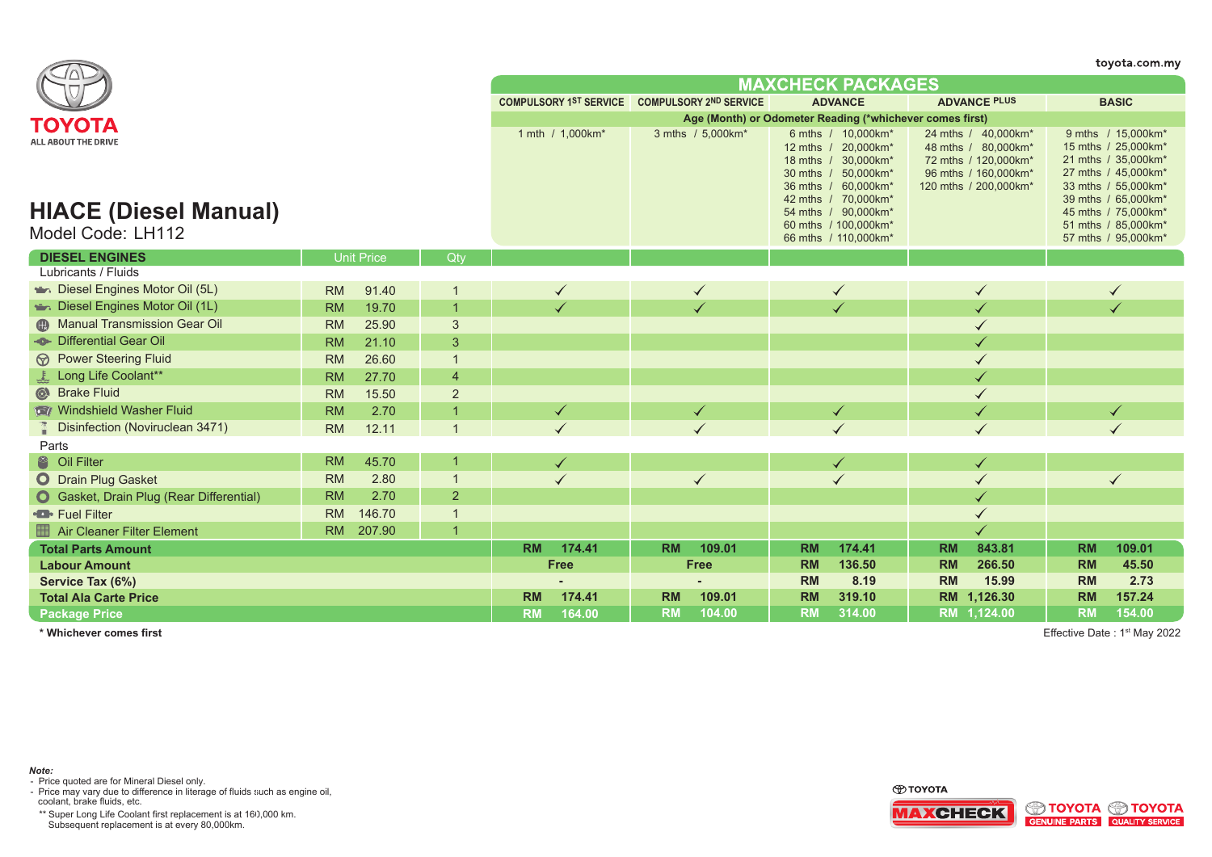toyota.com.my

TOYOTA
ALL ABOUT THE DRIVE

# HIACE (Diesel Manual)

Model Code: LH112

| | | | MAXCHECK PACKAGES | | | | |
|---|---|---|---|---|---|---|---|
| | | | COMPULSORY 1ST SERVICE | COMPULSORY 2ND SERVICE | ADVANCE | ADVANCE PLUS | BASIC |
| | | | Age (Month) or Odometer Reading (*whichever comes first) | | | | |
| | | | 1 mth / 1,000km* | 3 mths / 5,000km* | 6 mths / 10,000km*<br>12 mths / 20,000km*<br>18 mths / 30,000km*<br>30 mths / 50,000km*<br>36 mths / 60,000km*<br>42 mths / 70,000km*<br>54 mths / 90,000km*<br>60 mths / 100,000km*<br>66 mths / 110,000km* | 24 mths / 40,000km*<br>48 mths / 80,000km*<br>72 mths / 120,000km*<br>96 mths / 160,000km*<br>120 mths / 200,000km* | 9 mths / 15,000km*<br>15 mths / 25,000km*<br>21 mths / 35,000km*<br>27 mths / 45,000km*<br>33 mths / 55,000km*<br>39 mths / 65,000km*<br>45 mths / 75,000km*<br>51 mths / 85,000km*<br>57 mths / 95,000km* |
| **DIESEL ENGINES** | Unit Price | Qty | | | | | |
| Lubricants / Fluids | | | | | | | |
| Diesel Engines Motor Oil (5L) | RM 91.40 | 1 | ✓ | ✓ | ✓ | ✓ | ✓ |
| Diesel Engines Motor Oil (1L) | RM 19.70 | 1 | ✓ | ✓ | ✓ | ✓ | ✓ |
| Manual Transmission Gear Oil | RM 25.90 | 3 | | | | ✓ | |
| Differential Gear Oil | RM 21.10 | 3 | | | | ✓ | |
| Power Steering Fluid | RM 26.60 | 1 | | | | ✓ | |
| Long Life Coolant** | RM 27.70 | 4 | | | | ✓ | |
| Brake Fluid | RM 15.50 | 2 | | | | ✓ | |
| Windshield Washer Fluid | RM 2.70 | 1 | ✓ | ✓ | ✓ | ✓ | ✓ |
| Disinfection (Noviruclean 3471) | RM 12.11 | 1 | ✓ | ✓ | ✓ | ✓ | ✓ |
| Parts | | | | | | | |
| Oil Filter | RM 45.70 | 1 | ✓ | | ✓ | ✓ | |
| Drain Plug Gasket | RM 2.80 | 1 | ✓ | ✓ | ✓ | ✓ | ✓ |
| Gasket, Drain Plug (Rear Differential) | RM 2.70 | 2 | | | | ✓ | |
| Fuel Filter | RM 146.70 | 1 | | | | ✓ | |
| Air Cleaner Filter Element | RM 207.90 | 1 | | | | ✓ | |
| **Total Parts Amount** | | | RM 174.41 | RM 109.01 | RM 174.41 | RM 843.81 | RM 109.01 |
| **Labour Amount** | | | Free | Free | RM 136.50 | RM 266.50 | RM 45.50 |
| **Service Tax (6%)** | | | - | - | RM 8.19 | RM 15.99 | RM 2.73 |
| **Total Ala Carte Price** | | | RM 174.41 | RM 109.01 | RM 319.10 | RM 1,126.30 | RM 157.24 |
| **Package Price** | | | RM 164.00 | RM 104.00 | RM 314.00 | RM 1,124.00 | RM 154.00 |

**\* Whichever comes first**

Effective Date : 1st May 2022

***Note:***
- Price quoted are for Mineral Diesel only.
- Price may vary due to difference in literage of fluids such as engine oil, coolant, brake fluids, etc.

** Super Long Life Coolant first replacement is at 160,000 km. Subsequent replacement is at every 80,000km.

TOYOTA MAXCHECK | TOYOTA GENUINE PARTS | TOYOTA QUALITY SERVICE